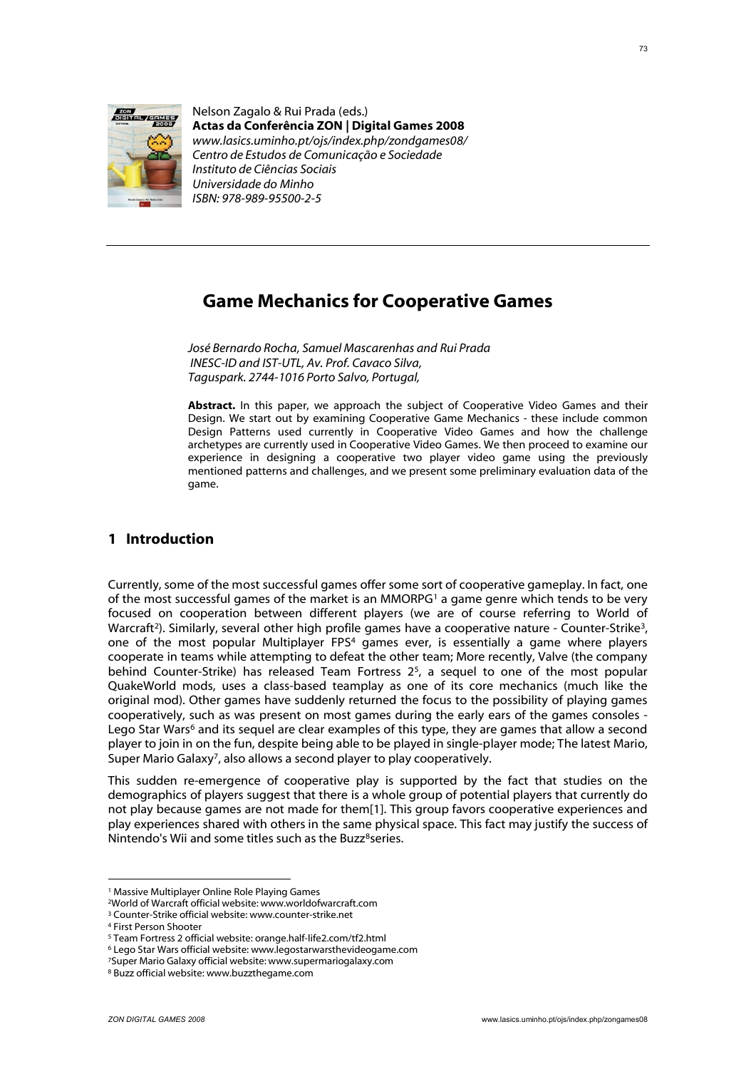Nelson Zagalo & Rui Prada (eds.)
**Actas da Conferência ZON | Digital Games 2008**
*www.lasics.uminho.pt/ojs/index.php/zondgames08/*
*Centro de Estudos de Comunicação e Sociedade*
*Instituto de Ciências Sociais*
*Universidade do Minho*
*ISBN: 978-989-95500-2-5*

# Game Mechanics for Cooperative Games

*José Bernardo Rocha, Samuel Mascarenhas and Rui Prada*
*INESC-ID and IST-UTL, Av. Prof. Cavaco Silva,*
*Taguspark. 2744-1016 Porto Salvo, Portugal,*

**Abstract.** In this paper, we approach the subject of Cooperative Video Games and their Design. We start out by examining Cooperative Game Mechanics - these include common Design Patterns used currently in Cooperative Video Games and how the challenge archetypes are currently used in Cooperative Video Games. We then proceed to examine our experience in designing a cooperative two player video game using the previously mentioned patterns and challenges, and we present some preliminary evaluation data of the game.

## 1 Introduction

Currently, some of the most successful games offer some sort of cooperative gameplay. In fact, one of the most successful games of the market is an MMORPG[1] a game genre which tends to be very focused on cooperation between different players (we are of course referring to World of Warcraft[2]). Similarly, several other high profile games have a cooperative nature - Counter-Strike[3], one of the most popular Multiplayer FPS[4] games ever, is essentially a game where players cooperate in teams while attempting to defeat the other team; More recently, Valve (the company behind Counter-Strike) has released Team Fortress 2[5], a sequel to one of the most popular QuakeWorld mods, uses a class-based teamplay as one of its core mechanics (much like the original mod). Other games have suddenly returned the focus to the possibility of playing games cooperatively, such as was present on most games during the early ears of the games consoles - Lego Star Wars[6] and its sequel are clear examples of this type, they are games that allow a second player to join in on the fun, despite being able to be played in single-player mode; The latest Mario, Super Mario Galaxy[7], also allows a second player to play cooperatively.

This sudden re-emergence of cooperative play is supported by the fact that studies on the demographics of players suggest that there is a whole group of potential players that currently do not play because games are not made for them[1]. This group favors cooperative experiences and play experiences shared with others in the same physical space. This fact may justify the success of Nintendo's Wii and some titles such as the Buzz[8]series.

---

[1] Massive Multiplayer Online Role Playing Games
[2] World of Warcraft official website: www.worldofwarcraft.com
[3] Counter-Strike official website: www.counter-strike.net
[4] First Person Shooter
[5] Team Fortress 2 official website: orange.half-life2.com/tf2.html
[6] Lego Star Wars official website: www.legostarwarsthevideogame.com
[7] Super Mario Galaxy official website: www.supermariogalaxy.com
[8] Buzz official website: www.buzzthegame.com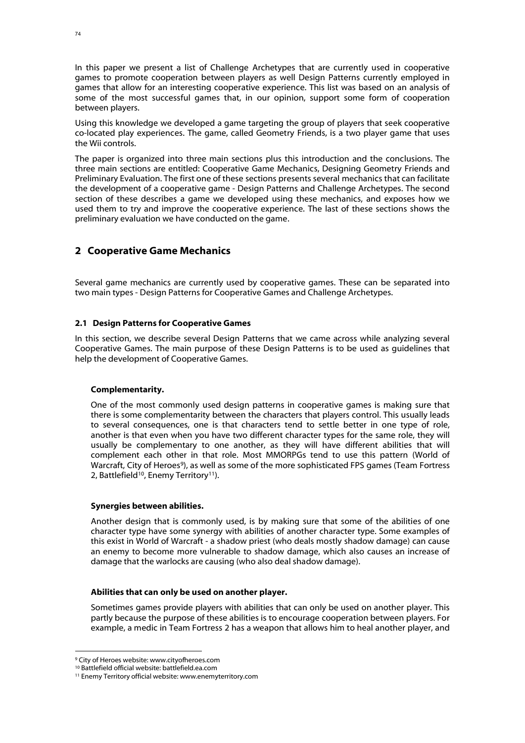In this paper we present a list of Challenge Archetypes that are currently used in cooperative games to promote cooperation between players as well Design Patterns currently employed in games that allow for an interesting cooperative experience. This list was based on an analysis of some of the most successful games that, in our opinion, support some form of cooperation between players.

Using this knowledge we developed a game targeting the group of players that seek cooperative co-located play experiences. The game, called Geometry Friends, is a two player game that uses the Wii controls.

The paper is organized into three main sections plus this introduction and the conclusions. The three main sections are entitled: Cooperative Game Mechanics, Designing Geometry Friends and Preliminary Evaluation. The first one of these sections presents several mechanics that can facilitate the development of a cooperative game - Design Patterns and Challenge Archetypes. The second section of these describes a game we developed using these mechanics, and exposes how we used them to try and improve the cooperative experience. The last of these sections shows the preliminary evaluation we have conducted on the game.

## 2 Cooperative Game Mechanics

Several game mechanics are currently used by cooperative games. These can be separated into two main types - Design Patterns for Cooperative Games and Challenge Archetypes.

### 2.1 Design Patterns for Cooperative Games

In this section, we describe several Design Patterns that we came across while analyzing several Cooperative Games. The main purpose of these Design Patterns is to be used as guidelines that help the development of Cooperative Games.

**Complementarity.**

One of the most commonly used design patterns in cooperative games is making sure that there is some complementarity between the characters that players control. This usually leads to several consequences, one is that characters tend to settle better in one type of role, another is that even when you have two different character types for the same role, they will usually be complementary to one another, as they will have different abilities that will complement each other in that role. Most MMORPGs tend to use this pattern (World of Warcraft, City of Heroes[9]), as well as some of the more sophisticated FPS games (Team Fortress 2, Battlefield[10], Enemy Territory[11]).

**Synergies between abilities.**

Another design that is commonly used, is by making sure that some of the abilities of one character type have some synergy with abilities of another character type. Some examples of this exist in World of Warcraft - a shadow priest (who deals mostly shadow damage) can cause an enemy to become more vulnerable to shadow damage, which also causes an increase of damage that the warlocks are causing (who also deal shadow damage).

**Abilities that can only be used on another player.**

Sometimes games provide players with abilities that can only be used on another player. This partly because the purpose of these abilities is to encourage cooperation between players. For example, a medic in Team Fortress 2 has a weapon that allows him to heal another player, and

[9] City of Heroes website: www.cityofheroes.com

[10] Battlefield official website: battlefield.ea.com

[11] Enemy Territory official website: www.enemyterritory.com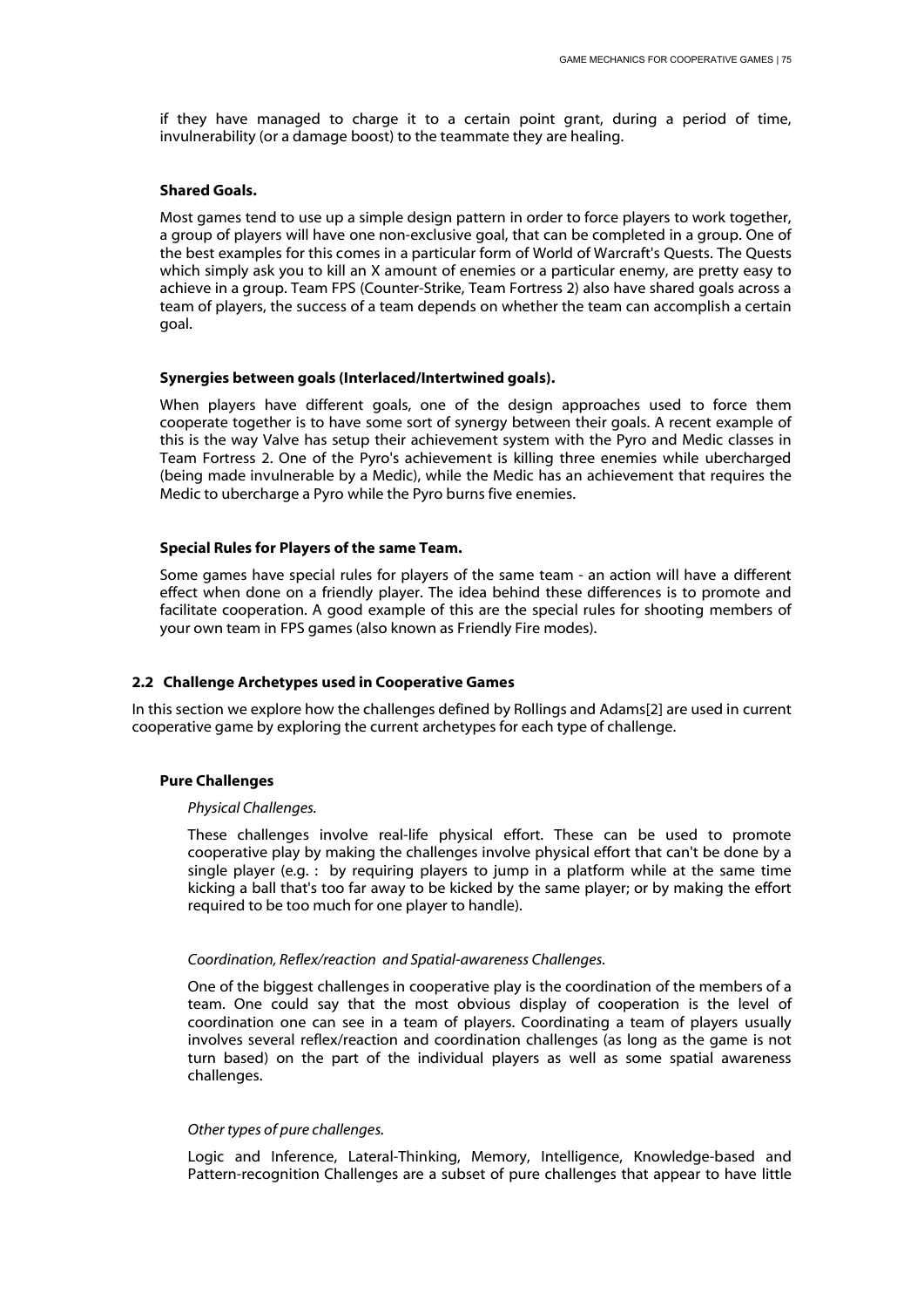if they have managed to charge it to a certain point grant, during a period of time, invulnerability (or a damage boost) to the teammate they are healing.

**Shared Goals.**

Most games tend to use up a simple design pattern in order to force players to work together, a group of players will have one non-exclusive goal, that can be completed in a group. One of the best examples for this comes in a particular form of World of Warcraft's Quests. The Quests which simply ask you to kill an X amount of enemies or a particular enemy, are pretty easy to achieve in a group. Team FPS (Counter-Strike, Team Fortress 2) also have shared goals across a team of players, the success of a team depends on whether the team can accomplish a certain goal.

**Synergies between goals (Interlaced/Intertwined goals).**

When players have different goals, one of the design approaches used to force them cooperate together is to have some sort of synergy between their goals. A recent example of this is the way Valve has setup their achievement system with the Pyro and Medic classes in Team Fortress 2. One of the Pyro's achievement is killing three enemies while ubercharged (being made invulnerable by a Medic), while the Medic has an achievement that requires the Medic to ubercharge a Pyro while the Pyro burns five enemies.

**Special Rules for Players of the same Team.**

Some games have special rules for players of the same team - an action will have a different effect when done on a friendly player. The idea behind these differences is to promote and facilitate cooperation. A good example of this are the special rules for shooting members of your own team in FPS games (also known as Friendly Fire modes).

### 2.2 Challenge Archetypes used in Cooperative Games

In this section we explore how the challenges defined by Rollings and Adams[2] are used in current cooperative game by exploring the current archetypes for each type of challenge.

**Pure Challenges**

*Physical Challenges.*

These challenges involve real-life physical effort. These can be used to promote cooperative play by making the challenges involve physical effort that can't be done by a single player (e.g. : by requiring players to jump in a platform while at the same time kicking a ball that's too far away to be kicked by the same player; or by making the effort required to be too much for one player to handle).

*Coordination, Reflex/reaction and Spatial-awareness Challenges.*

One of the biggest challenges in cooperative play is the coordination of the members of a team. One could say that the most obvious display of cooperation is the level of coordination one can see in a team of players. Coordinating a team of players usually involves several reflex/reaction and coordination challenges (as long as the game is not turn based) on the part of the individual players as well as some spatial awareness challenges.

*Other types of pure challenges.*

Logic and Inference, Lateral-Thinking, Memory, Intelligence, Knowledge-based and Pattern-recognition Challenges are a subset of pure challenges that appear to have little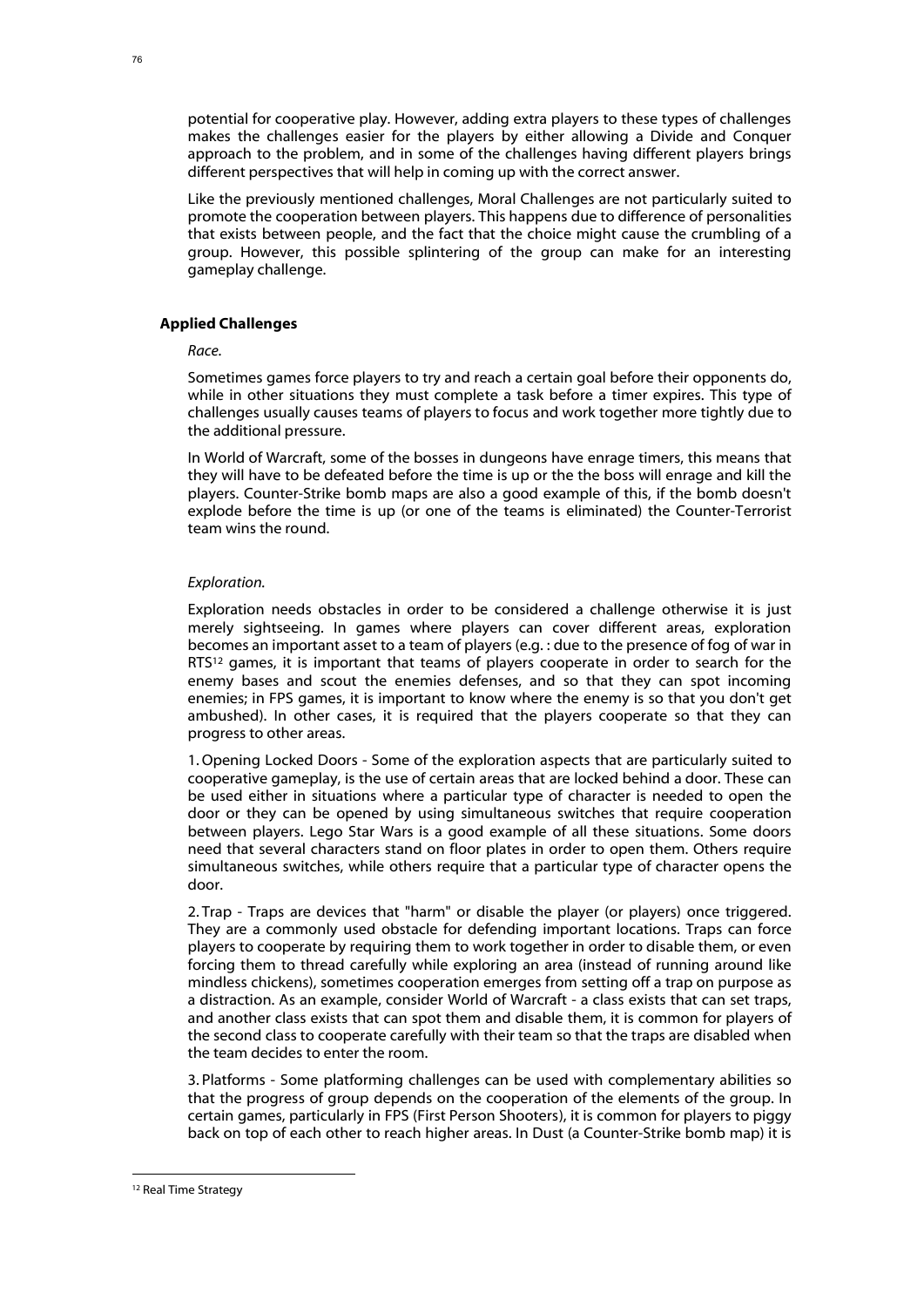potential for cooperative play. However, adding extra players to these types of challenges makes the challenges easier for the players by either allowing a Divide and Conquer approach to the problem, and in some of the challenges having different players brings different perspectives that will help in coming up with the correct answer.

Like the previously mentioned challenges, Moral Challenges are not particularly suited to promote the cooperation between players. This happens due to difference of personalities that exists between people, and the fact that the choice might cause the crumbling of a group. However, this possible splintering of the group can make for an interesting gameplay challenge.

### Applied Challenges

*Race.*

Sometimes games force players to try and reach a certain goal before their opponents do, while in other situations they must complete a task before a timer expires. This type of challenges usually causes teams of players to focus and work together more tightly due to the additional pressure.

In World of Warcraft, some of the bosses in dungeons have enrage timers, this means that they will have to be defeated before the time is up or the the boss will enrage and kill the players. Counter-Strike bomb maps are also a good example of this, if the bomb doesn't explode before the time is up (or one of the teams is eliminated) the Counter-Terrorist team wins the round.

*Exploration.*

Exploration needs obstacles in order to be considered a challenge otherwise it is just merely sightseeing. In games where players can cover different areas, exploration becomes an important asset to a team of players (e.g. : due to the presence of fog of war in RTS[12] games, it is important that teams of players cooperate in order to search for the enemy bases and scout the enemies defenses, and so that they can spot incoming enemies; in FPS games, it is important to know where the enemy is so that you don't get ambushed). In other cases, it is required that the players cooperate so that they can progress to other areas.

1. Opening Locked Doors - Some of the exploration aspects that are particularly suited to cooperative gameplay, is the use of certain areas that are locked behind a door. These can be used either in situations where a particular type of character is needed to open the door or they can be opened by using simultaneous switches that require cooperation between players. Lego Star Wars is a good example of all these situations. Some doors need that several characters stand on floor plates in order to open them. Others require simultaneous switches, while others require that a particular type of character opens the door.

2. Trap - Traps are devices that "harm" or disable the player (or players) once triggered. They are a commonly used obstacle for defending important locations. Traps can force players to cooperate by requiring them to work together in order to disable them, or even forcing them to thread carefully while exploring an area (instead of running around like mindless chickens), sometimes cooperation emerges from setting off a trap on purpose as a distraction. As an example, consider World of Warcraft - a class exists that can set traps, and another class exists that can spot them and disable them, it is common for players of the second class to cooperate carefully with their team so that the traps are disabled when the team decides to enter the room.

3. Platforms - Some platforming challenges can be used with complementary abilities so that the progress of group depends on the cooperation of the elements of the group. In certain games, particularly in FPS (First Person Shooters), it is common for players to piggy back on top of each other to reach higher areas. In Dust (a Counter-Strike bomb map) it is

[12] Real Time Strategy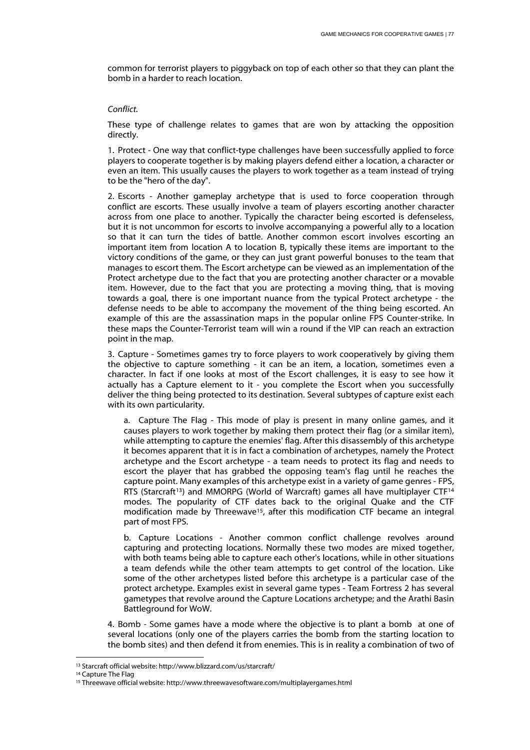common for terrorist players to piggyback on top of each other so that they can plant the bomb in a harder to reach location.

*Conflict.*

These type of challenge relates to games that are won by attacking the opposition directly.

1. Protect - One way that conflict-type challenges have been successfully applied to force players to cooperate together is by making players defend either a location, a character or even an item. This usually causes the players to work together as a team instead of trying to be the "hero of the day".

2. Escorts - Another gameplay archetype that is used to force cooperation through conflict are escorts. These usually involve a team of players escorting another character across from one place to another. Typically the character being escorted is defenseless, but it is not uncommon for escorts to involve accompanying a powerful ally to a location so that it can turn the tides of battle. Another common escort involves escorting an important item from location A to location B, typically these items are important to the victory conditions of the game, or they can just grant powerful bonuses to the team that manages to escort them. The Escort archetype can be viewed as an implementation of the Protect archetype due to the fact that you are protecting another character or a movable item. However, due to the fact that you are protecting a moving thing, that is moving towards a goal, there is one important nuance from the typical Protect archetype - the defense needs to be able to accompany the movement of the thing being escorted. An example of this are the assassination maps in the popular online FPS Counter-strike. In these maps the Counter-Terrorist team will win a round if the VIP can reach an extraction point in the map.

3. Capture - Sometimes games try to force players to work cooperatively by giving them the objective to capture something - it can be an item, a location, sometimes even a character. In fact if one looks at most of the Escort challenges, it is easy to see how it actually has a Capture element to it - you complete the Escort when you successfully deliver the thing being protected to its destination. Several subtypes of capture exist each with its own particularity.

   a. Capture The Flag - This mode of play is present in many online games, and it causes players to work together by making them protect their flag (or a similar item), while attempting to capture the enemies' flag. After this disassembly of this archetype it becomes apparent that it is in fact a combination of archetypes, namely the Protect archetype and the Escort archetype - a team needs to protect its flag and needs to escort the player that has grabbed the opposing team's flag until he reaches the capture point. Many examples of this archetype exist in a variety of game genres - FPS, RTS (Starcraft[13]) and MMORPG (World of Warcraft) games all have multiplayer CTF[14] modes. The popularity of CTF dates back to the original Quake and the CTF modification made by Threewave[15], after this modification CTF became an integral part of most FPS.

   b. Capture Locations - Another common conflict challenge revolves around capturing and protecting locations. Normally these two modes are mixed together, with both teams being able to capture each other's locations, while in other situations a team defends while the other team attempts to get control of the location. Like some of the other archetypes listed before this archetype is a particular case of the protect archetype. Examples exist in several game types - Team Fortress 2 has several gametypes that revolve around the Capture Locations archetype; and the Arathi Basin Battleground for WoW.

4. Bomb - Some games have a mode where the objective is to plant a bomb at one of several locations (only one of the players carries the bomb from the starting location to the bomb sites) and then defend it from enemies. This is in reality a combination of two of

---

[13] Starcraft official website: http://www.blizzard.com/us/starcraft/

[14] Capture The Flag

[15] Threewave official website: http://www.threewavesoftware.com/multiplayergames.html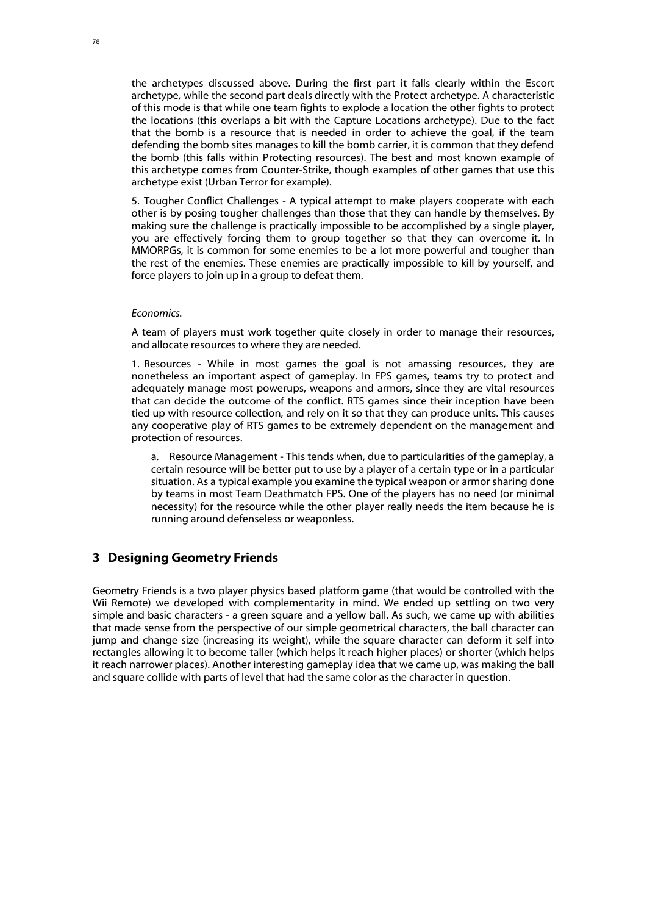the archetypes discussed above. During the first part it falls clearly within the Escort archetype, while the second part deals directly with the Protect archetype. A characteristic of this mode is that while one team fights to explode a location the other fights to protect the locations (this overlaps a bit with the Capture Locations archetype). Due to the fact that the bomb is a resource that is needed in order to achieve the goal, if the team defending the bomb sites manages to kill the bomb carrier, it is common that they defend the bomb (this falls within Protecting resources). The best and most known example of this archetype comes from Counter-Strike, though examples of other games that use this archetype exist (Urban Terror for example).

5. Tougher Conflict Challenges - A typical attempt to make players cooperate with each other is by posing tougher challenges than those that they can handle by themselves. By making sure the challenge is practically impossible to be accomplished by a single player, you are effectively forcing them to group together so that they can overcome it. In MMORPGs, it is common for some enemies to be a lot more powerful and tougher than the rest of the enemies. These enemies are practically impossible to kill by yourself, and force players to join up in a group to defeat them.

*Economics.*

A team of players must work together quite closely in order to manage their resources, and allocate resources to where they are needed.

1. Resources - While in most games the goal is not amassing resources, they are nonetheless an important aspect of gameplay. In FPS games, teams try to protect and adequately manage most powerups, weapons and armors, since they are vital resources that can decide the outcome of the conflict. RTS games since their inception have been tied up with resource collection, and rely on it so that they can produce units. This causes any cooperative play of RTS games to be extremely dependent on the management and protection of resources.

   a. Resource Management - This tends when, due to particularities of the gameplay, a certain resource will be better put to use by a player of a certain type or in a particular situation. As a typical example you examine the typical weapon or armor sharing done by teams in most Team Deathmatch FPS. One of the players has no need (or minimal necessity) for the resource while the other player really needs the item because he is running around defenseless or weaponless.

## 3 Designing Geometry Friends

Geometry Friends is a two player physics based platform game (that would be controlled with the Wii Remote) we developed with complementarity in mind. We ended up settling on two very simple and basic characters - a green square and a yellow ball. As such, we came up with abilities that made sense from the perspective of our simple geometrical characters, the ball character can jump and change size (increasing its weight), while the square character can deform it self into rectangles allowing it to become taller (which helps it reach higher places) or shorter (which helps it reach narrower places). Another interesting gameplay idea that we came up, was making the ball and square collide with parts of level that had the same color as the character in question.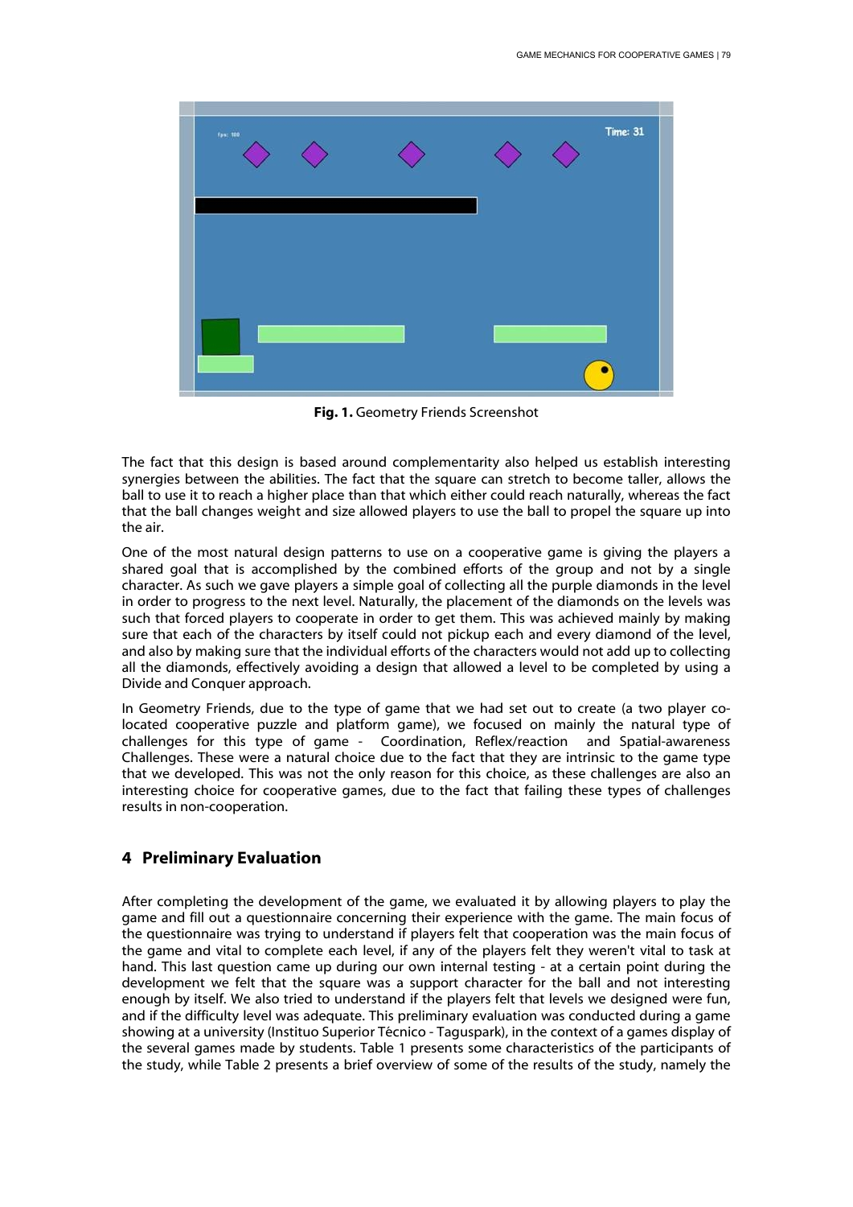**Fig. 1.** Geometry Friends Screenshot

The fact that this design is based around complementarity also helped us establish interesting synergies between the abilities. The fact that the square can stretch to become taller, allows the ball to use it to reach a higher place than that which either could reach naturally, whereas the fact that the ball changes weight and size allowed players to use the ball to propel the square up into the air.

One of the most natural design patterns to use on a cooperative game is giving the players a shared goal that is accomplished by the combined efforts of the group and not by a single character. As such we gave players a simple goal of collecting all the purple diamonds in the level in order to progress to the next level. Naturally, the placement of the diamonds on the levels was such that forced players to cooperate in order to get them. This was achieved mainly by making sure that each of the characters by itself could not pickup each and every diamond of the level, and also by making sure that the individual efforts of the characters would not add up to collecting all the diamonds, effectively avoiding a design that allowed a level to be completed by using a Divide and Conquer approach.

In Geometry Friends, due to the type of game that we had set out to create (a two player co-located cooperative puzzle and platform game), we focused on mainly the natural type of challenges for this type of game - Coordination, Reflex/reaction and Spatial-awareness Challenges. These were a natural choice due to the fact that they are intrinsic to the game type that we developed. This was not the only reason for this choice, as these challenges are also an interesting choice for cooperative games, due to the fact that failing these types of challenges results in non-cooperation.

## 4 Preliminary Evaluation

After completing the development of the game, we evaluated it by allowing players to play the game and fill out a questionnaire concerning their experience with the game. The main focus of the questionnaire was trying to understand if players felt that cooperation was the main focus of the game and vital to complete each level, if any of the players felt they weren't vital to task at hand. This last question came up during our own internal testing - at a certain point during the development we felt that the square was a support character for the ball and not interesting enough by itself. We also tried to understand if the players felt that levels we designed were fun, and if the difficulty level was adequate. This preliminary evaluation was conducted during a game showing at a university (Instituo Superior Técnico - Taguspark), in the context of a games display of the several games made by students. Table 1 presents some characteristics of the participants of the study, while Table 2 presents a brief overview of some of the results of the study, namely the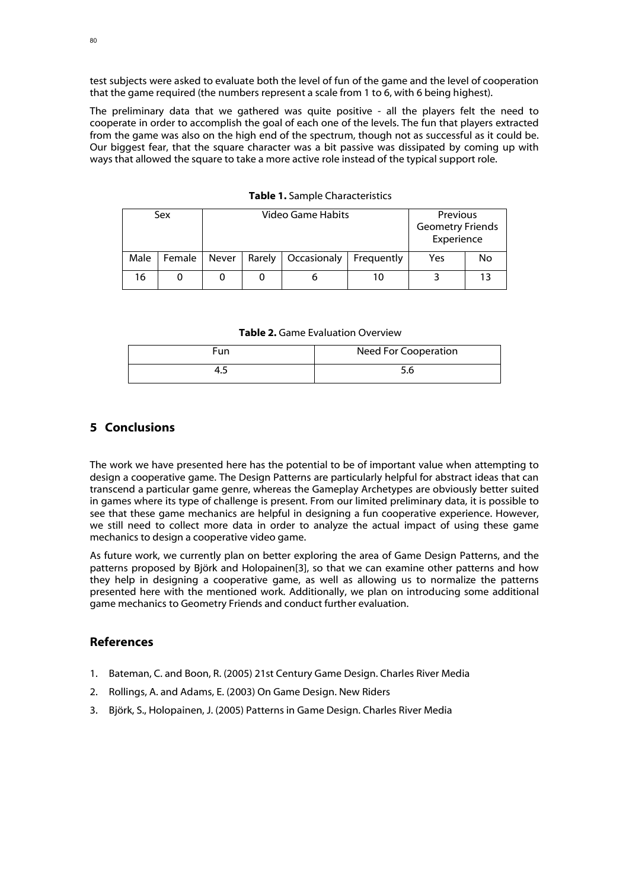test subjects were asked to evaluate both the level of fun of the game and the level of cooperation that the game required (the numbers represent a scale from 1 to 6, with 6 being highest).

The preliminary data that we gathered was quite positive - all the players felt the need to cooperate in order to accomplish the goal of each one of the levels. The fun that players extracted from the game was also on the high end of the spectrum, though not as successful as it could be. Our biggest fear, that the square character was a bit passive was dissipated by coming up with ways that allowed the square to take a more active role instead of the typical support role.

**Table 1.** Sample Characteristics

| Sex | | Video Game Habits | | | | Previous Geometry Friends Experience | |
|---|---|---|---|---|---|---|---|
| Male | Female | Never | Rarely | Occasionaly | Frequently | Yes | No |
| 16 | 0 | 0 | 0 | 6 | 10 | 3 | 13 |

**Table 2.** Game Evaluation Overview

| Fun | Need For Cooperation |
|---|---|
| 4.5 | 5.6 |

## 5 Conclusions

The work we have presented here has the potential to be of important value when attempting to design a cooperative game. The Design Patterns are particularly helpful for abstract ideas that can transcend a particular game genre, whereas the Gameplay Archetypes are obviously better suited in games where its type of challenge is present. From our limited preliminary data, it is possible to see that these game mechanics are helpful in designing a fun cooperative experience. However, we still need to collect more data in order to analyze the actual impact of using these game mechanics to design a cooperative video game.

As future work, we currently plan on better exploring the area of Game Design Patterns, and the patterns proposed by Björk and Holopainen[3], so that we can examine other patterns and how they help in designing a cooperative game, as well as allowing us to normalize the patterns presented here with the mentioned work. Additionally, we plan on introducing some additional game mechanics to Geometry Friends and conduct further evaluation.

## References

1. Bateman, C. and Boon, R. (2005) 21st Century Game Design. Charles River Media
2. Rollings, A. and Adams, E. (2003) On Game Design. New Riders
3. Björk, S., Holopainen, J. (2005) Patterns in Game Design. Charles River Media